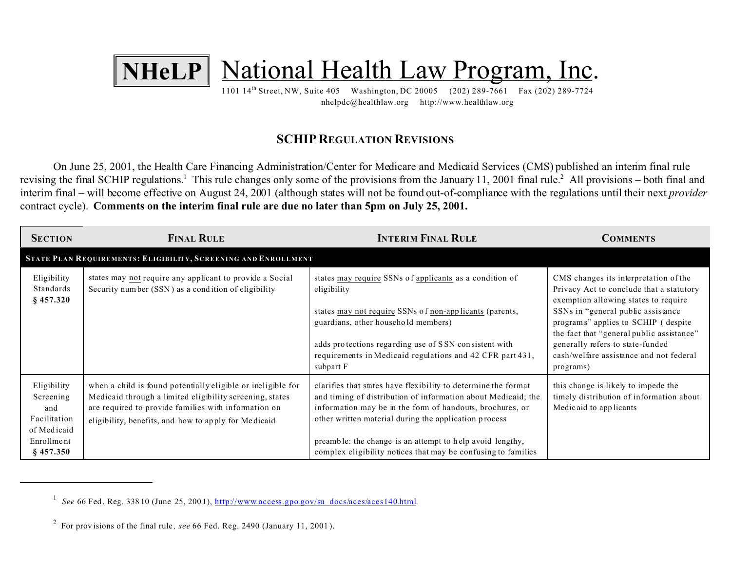NHeLP National Health Law Program, Inc.

1101 14th Street, NW, Suite 405  Washington, DC 20005  (202) 289-7661  Fax (202) 289-7724
nhelpdc@healthlaw.org  http://www.healthlaw.org

## SCHIP Regulation Revisions

On June 25, 2001, the Health Care Financing Administration/Center for Medicare and Medicaid Services (CMS) published an interim final rule revising the final SCHIP regulations.[1] This rule changes only some of the provisions from the January 11, 2001 final rule.[2] All provisions – both final and interim final – will become effective on August 24, 2001 (although states will not be found out-of-compliance with the regulations until their next *provider* contract cycle). **Comments on the interim final rule are due no later than 5pm on July 25, 2001.**

| Section | Final Rule | Interim Final Rule | Comments |
|---|---|---|---|
| **State Plan Requirements: Eligibility, Screening and Enrollment** | | | |
| Eligibility Standards **§ 457.320** | states may not require any applicant to provide a Social Security number (SSN) as a condition of eligibility | states may require SSNs of applicants as a condition of eligibility<br><br>states may not require SSNs of non-applicants (parents, guardians, other household members)<br><br>adds protections regarding use of SSN consistent with requirements in Medicaid regulations and 42 CFR part 431, subpart F | CMS changes its interpretation of the Privacy Act to conclude that a statutory exemption allowing states to require SSNs in "general public assistance programs" applies to SCHIP (despite the fact that "general public assistance" generally refers to state-funded cash/welfare assistance and not federal programs) |
| Eligibility Screening and Facilitation of Medicaid Enrollment **§ 457.350** | when a child is found potentially eligible or ineligible for Medicaid through a limited eligibility screening, states are required to provide families with information on eligibility, benefits, and how to apply for Medicaid | clarifies that states have flexibility to determine the format and timing of distribution of information about Medicaid; the information may be in the form of handouts, brochures, or other written material during the application process<br><br>preamble: the change is an attempt to help avoid lengthy, complex eligibility notices that may be confusing to families | this change is likely to impede the timely distribution of information about Medicaid to applicants |

[1] *See* 66 Fed. Reg. 33810 (June 25, 2001), http://www.access.gpo.gov/su_docs/aces/aces140.html.

[2] For provisions of the final rule*, see* 66 Fed. Reg. 2490 (January 11, 2001).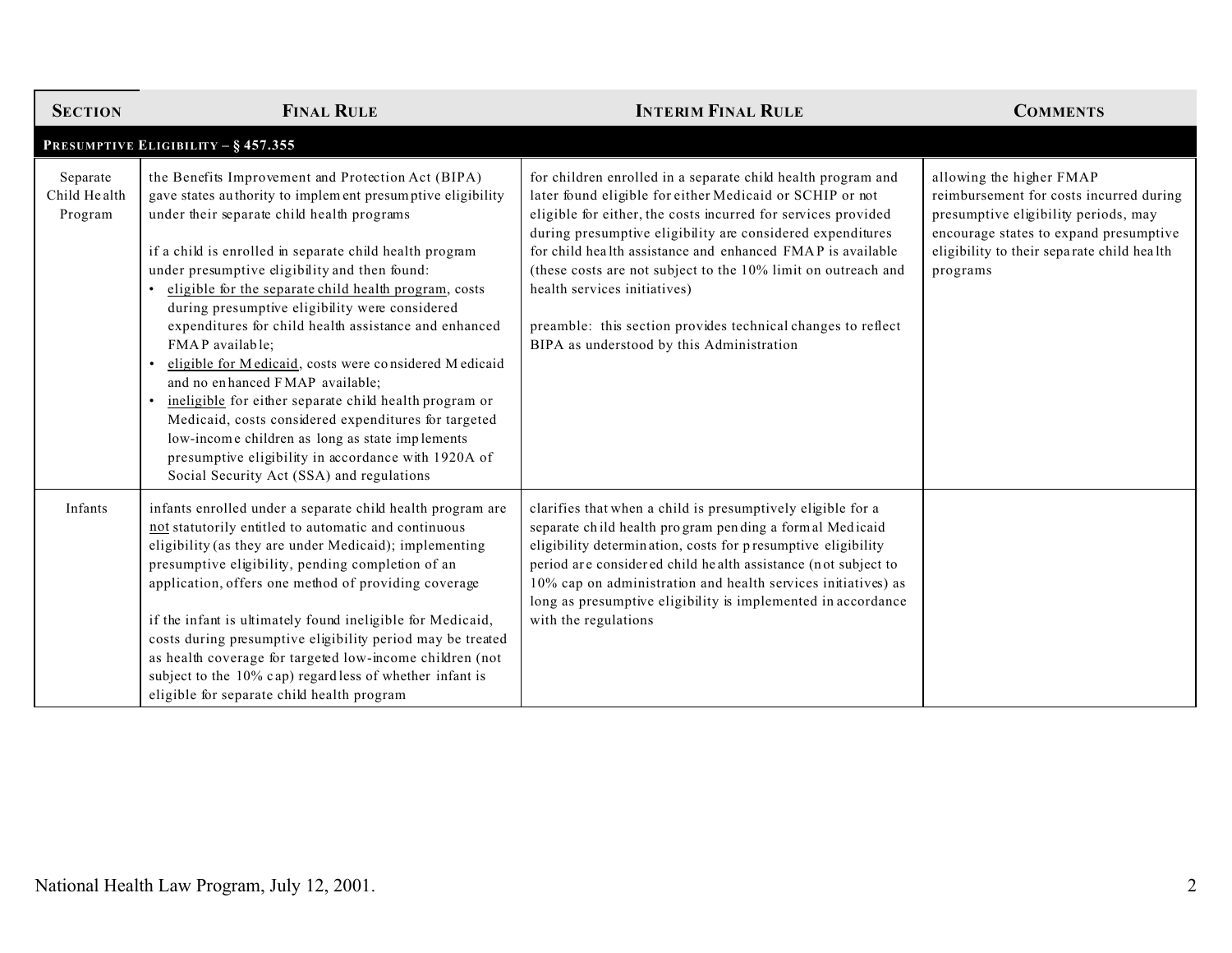| SECTION | FINAL RULE | INTERIM FINAL RULE | COMMENTS |
|---|---|---|---|
| **PRESUMPTIVE ELIGIBILITY – § 457.355** | | | |
| Separate Child Health Program | the Benefits Improvement and Protection Act (BIPA) gave states authority to implement presumptive eligibility under their separate child health programs<br><br>if a child is enrolled in separate child health program under presumptive eligibility and then found:<br>• eligible for the separate child health program, costs during presumptive eligibility were considered expenditures for child health assistance and enhanced FMAP available;<br>• eligible for Medicaid, costs were considered Medicaid and no enhanced FMAP available;<br>• ineligible for either separate child health program or Medicaid, costs considered expenditures for targeted low-income children as long as state implements presumptive eligibility in accordance with 1920A of Social Security Act (SSA) and regulations | for children enrolled in a separate child health program and later found eligible for either Medicaid or SCHIP or not eligible for either, the costs incurred for services provided during presumptive eligibility are considered expenditures for child health assistance and enhanced FMAP is available (these costs are not subject to the 10% limit on outreach and health services initiatives)<br><br>preamble: this section provides technical changes to reflect BIPA as understood by this Administration | allowing the higher FMAP reimbursement for costs incurred during presumptive eligibility periods, may encourage states to expand presumptive eligibility to their separate child health programs |
| Infants | infants enrolled under a separate child health program are not statutorily entitled to automatic and continuous eligibility (as they are under Medicaid); implementing presumptive eligibility, pending completion of an application, offers one method of providing coverage<br><br>if the infant is ultimately found ineligible for Medicaid, costs during presumptive eligibility period may be treated as health coverage for targeted low-income children (not subject to the 10% cap) regardless of whether infant is eligible for separate child health program | clarifies that when a child is presumptively eligible for a separate child health program pending a formal Medicaid eligibility determination, costs for presumptive eligibility period are considered child health assistance (not subject to 10% cap on administration and health services initiatives) as long as presumptive eligibility is implemented in accordance with the regulations | |

National Health Law Program, July 12, 2001.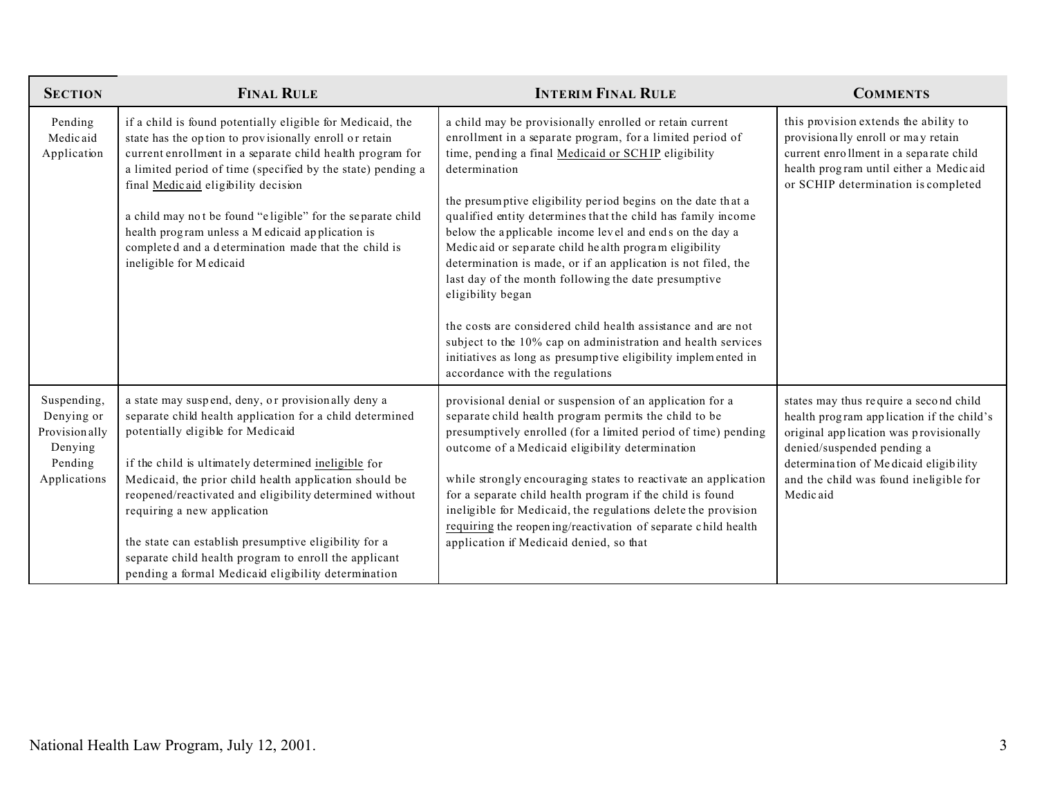| SECTION | FINAL RULE | INTERIM FINAL RULE | COMMENTS |
|---|---|---|---|
| Pending Medicaid Application | if a child is found potentially eligible for Medicaid, the state has the option to provisionally enroll or retain current enrollment in a separate child health program for a limited period of time (specified by the state) pending a final Medicaid eligibility decision<br><br>a child may not be found "eligible" for the separate child health program unless a Medicaid application is completed and a determination made that the child is ineligible for Medicaid | a child may be provisionally enrolled or retain current enrollment in a separate program, for a limited period of time, pending a final Medicaid or SCHIP eligibility determination<br><br>the presumptive eligibility period begins on the date that a qualified entity determines that the child has family income below the applicable income level and ends on the day a Medicaid or separate child health program eligibility determination is made, or if an application is not filed, the last day of the month following the date presumptive eligibility began<br><br>the costs are considered child health assistance and are not subject to the 10% cap on administration and health services initiatives as long as presumptive eligibility implemented in accordance with the regulations | this provision extends the ability to provisionally enroll or may retain current enrollment in a separate child health program until either a Medicaid or SCHIP determination is completed |
| Suspending, Denying or Provisionally Denying Pending Applications | a state may suspend, deny, or provisionally deny a separate child health application for a child determined potentially eligible for Medicaid<br><br>if the child is ultimately determined ineligible for Medicaid, the prior child health application should be reopened/reactivated and eligibility determined without requiring a new application<br><br>the state can establish presumptive eligibility for a separate child health program to enroll the applicant pending a formal Medicaid eligibility determination | provisional denial or suspension of an application for a separate child health program permits the child to be presumptively enrolled (for a limited period of time) pending outcome of a Medicaid eligibility determination<br><br>while strongly encouraging states to reactivate an application for a separate child health program if the child is found ineligible for Medicaid, the regulations delete the provision requiring the reopening/reactivation of separate child health application if Medicaid denied, so that | states may thus require a second child health program application if the child's original application was provisionally denied/suspended pending a determination of Medicaid eligibility and the child was found ineligible for Medicaid |

National Health Law Program, July 12, 2001.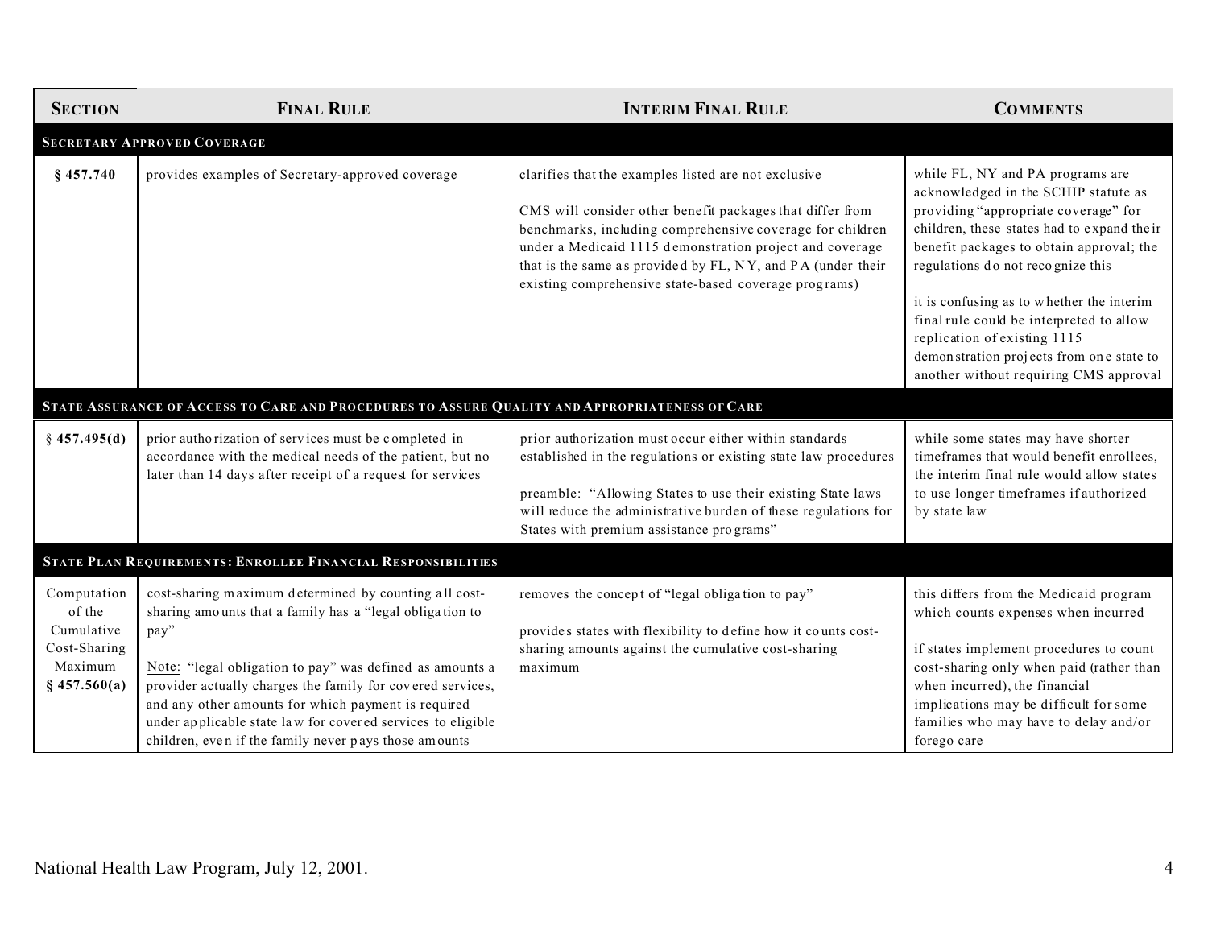| **SECTION** | **FINAL RULE** | **INTERIM FINAL RULE** | **COMMENTS** |
|---|---|---|---|
| **SECRETARY APPROVED COVERAGE** | | | |
| **§ 457.740** | provides examples of Secretary-approved coverage | clarifies that the examples listed are not exclusive<br><br>CMS will consider other benefit packages that differ from benchmarks, including comprehensive coverage for children under a Medicaid 1115 demonstration project and coverage that is the same as provided by FL, NY, and PA (under their existing comprehensive state-based coverage programs) | while FL, NY and PA programs are acknowledged in the SCHIP statute as providing "appropriate coverage" for children, these states had to expand their benefit packages to obtain approval; the regulations do not recognize this<br><br>it is confusing as to whether the interim final rule could be interpreted to allow replication of existing 1115 demonstration projects from one state to another without requiring CMS approval |
| **STATE ASSURANCE OF ACCESS TO CARE AND PROCEDURES TO ASSURE QUALITY AND APPROPRIATENESS OF CARE** | | | |
| **§ 457.495(d)** | prior authorization of services must be completed in accordance with the medical needs of the patient, but no later than 14 days after receipt of a request for services | prior authorization must occur either within standards established in the regulations or existing state law procedures<br><br>preamble: "Allowing States to use their existing State laws will reduce the administrative burden of these regulations for States with premium assistance programs" | while some states may have shorter timeframes that would benefit enrollees, the interim final rule would allow states to use longer timeframes if authorized by state law |
| **STATE PLAN REQUIREMENTS: ENROLLEE FINANCIAL RESPONSIBILITIES** | | | |
| Computation of the Cumulative Cost-Sharing Maximum **§ 457.560(a)** | cost-sharing maximum determined by counting all cost-sharing amounts that a family has a "legal obligation to pay"<br><br>Note: "legal obligation to pay" was defined as amounts a provider actually charges the family for covered services, and any other amounts for which payment is required under applicable state law for covered services to eligible children, even if the family never pays those amounts | removes the concept of "legal obligation to pay"<br><br>provides states with flexibility to define how it counts cost-sharing amounts against the cumulative cost-sharing maximum | this differs from the Medicaid program which counts expenses when incurred<br><br>if states implement procedures to count cost-sharing only when paid (rather than when incurred), the financial implications may be difficult for some families who may have to delay and/or forego care |

National Health Law Program, July 12, 2001.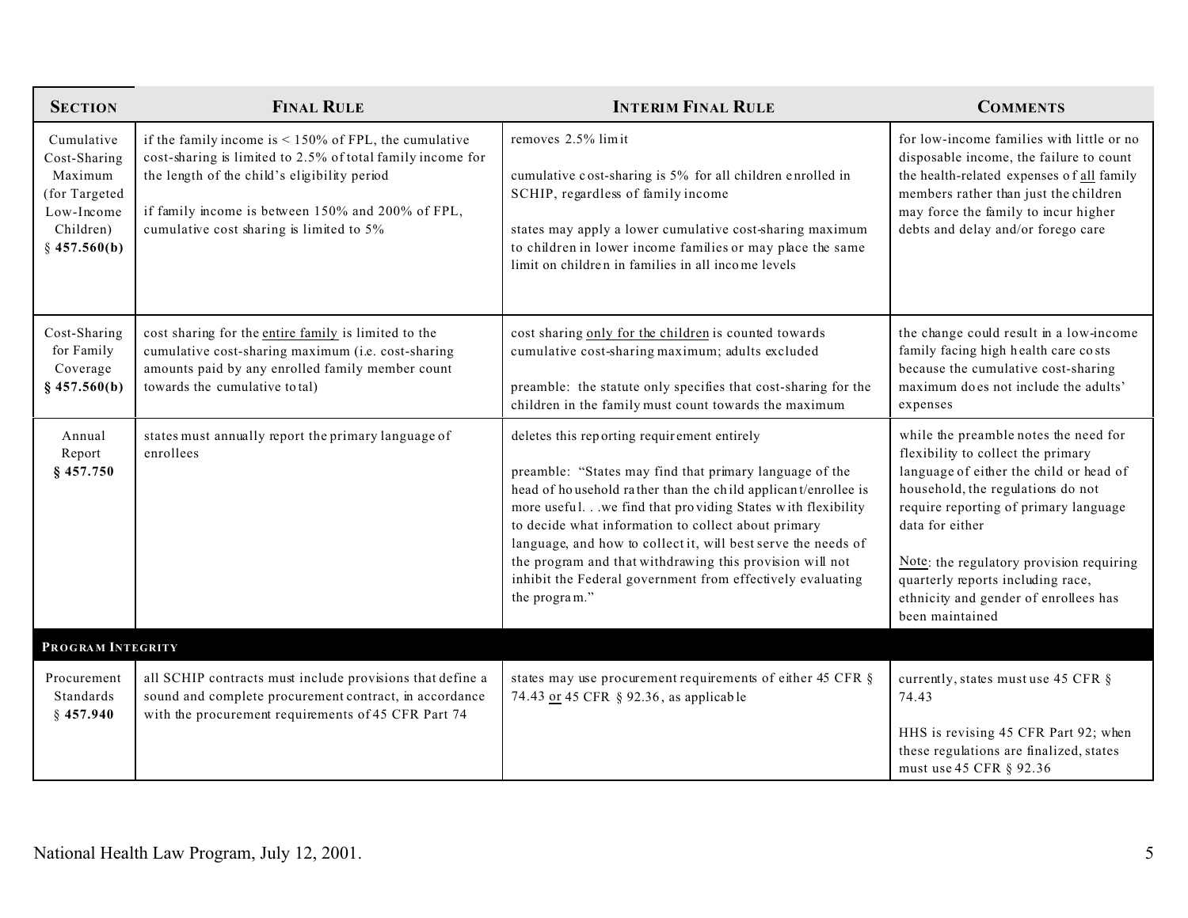| SECTION | FINAL RULE | INTERIM FINAL RULE | COMMENTS |
|---|---|---|---|
| Cumulative Cost-Sharing Maximum (for Targeted Low-Income Children) § **457.560(b)** | if the family income is < 150% of FPL, the cumulative cost-sharing is limited to 2.5% of total family income for the length of the child's eligibility period<br><br>if family income is between 150% and 200% of FPL, cumulative cost sharing is limited to 5% | removes 2.5% limit<br><br>cumulative cost-sharing is 5% for all children enrolled in SCHIP, regardless of family income<br><br>states may apply a lower cumulative cost-sharing maximum to children in lower income families or may place the same limit on children in families in all income levels | for low-income families with little or no disposable income, the failure to count the health-related expenses of <u>all</u> family members rather than just the children may force the family to incur higher debts and delay and/or forego care |
| Cost-Sharing for Family Coverage **§ 457.560(b)** | cost sharing for the <u>entire family</u> is limited to the cumulative cost-sharing maximum (i.e. cost-sharing amounts paid by any enrolled family member count towards the cumulative total) | cost sharing <u>only for the children</u> is counted towards cumulative cost-sharing maximum; adults excluded<br><br>preamble: the statute only specifies that cost-sharing for the children in the family must count towards the maximum | the change could result in a low-income family facing high health care costs because the cumulative cost-sharing maximum does not include the adults' expenses |
| Annual Report **§ 457.750** | states must annually report the primary language of enrollees | deletes this reporting requirement entirely<br><br>preamble: "States may find that primary language of the head of household rather than the child applicant/enrollee is more useful. . .we find that providing States with flexibility to decide what information to collect about primary language, and how to collect it, will best serve the needs of the program and that withdrawing this provision will not inhibit the Federal government from effectively evaluating the program." | while the preamble notes the need for flexibility to collect the primary language of either the child or head of household, the regulations do not require reporting of primary language data for either<br><br><u>Note</u>: the regulatory provision requiring quarterly reports including race, ethnicity and gender of enrollees has been maintained |
| **PROGRAM INTEGRITY** | | | |
| Procurement Standards § **457.940** | all SCHIP contracts must include provisions that define a sound and complete procurement contract, in accordance with the procurement requirements of 45 CFR Part 74 | states may use procurement requirements of either 45 CFR § 74.43 <u>or</u> 45 CFR § 92.36, as applicable | currently, states must use 45 CFR § 74.43<br><br>HHS is revising 45 CFR Part 92; when these regulations are finalized, states must use 45 CFR § 92.36 |

National Health Law Program, July 12, 2001.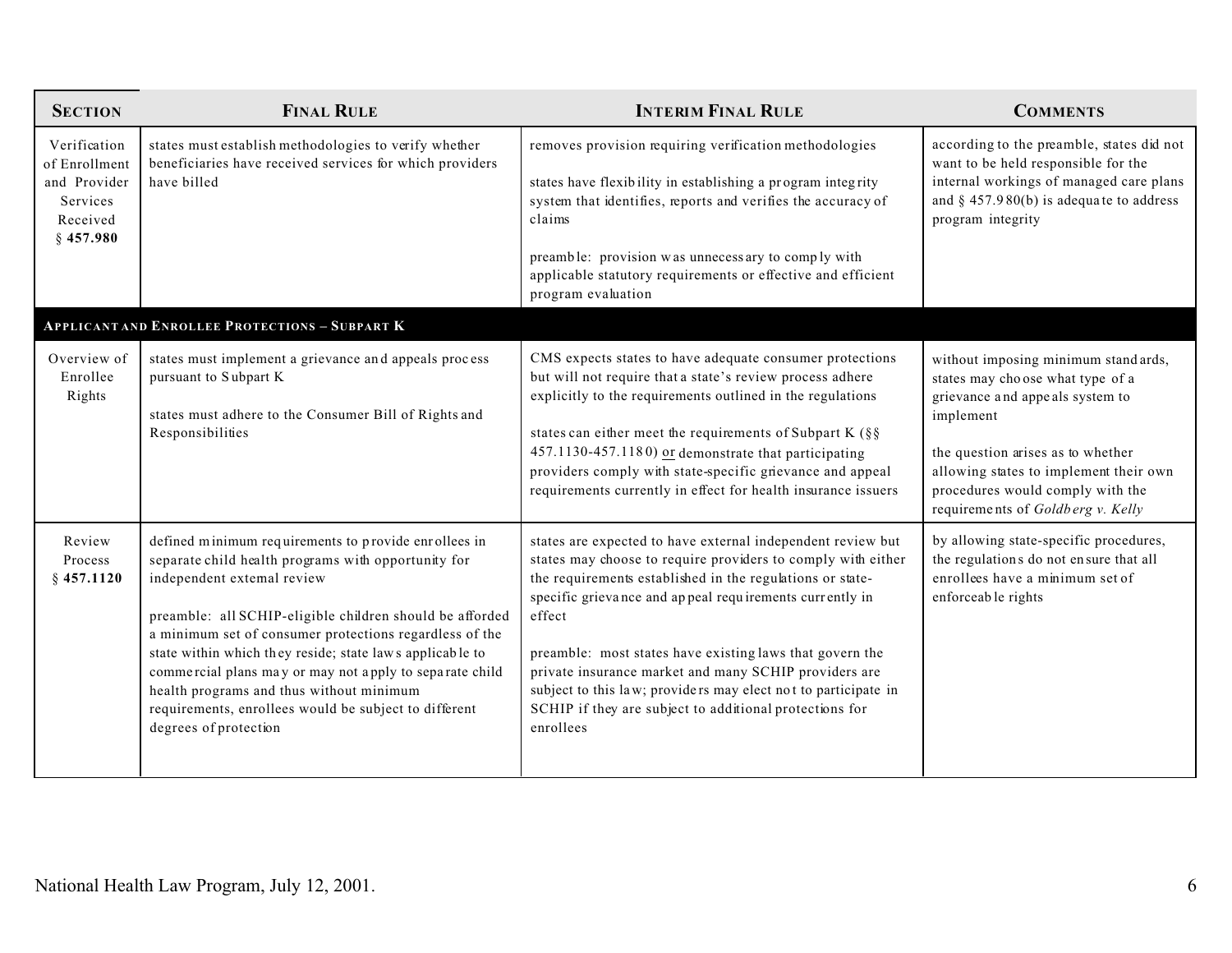| SECTION | FINAL RULE | INTERIM FINAL RULE | COMMENTS |
|---|---|---|---|
| Verification of Enrollment and Provider Services Received § **457.980** | states must establish methodologies to verify whether beneficiaries have received services for which providers have billed | removes provision requiring verification methodologies<br><br>states have flexibility in establishing a program integrity system that identifies, reports and verifies the accuracy of claims<br><br>preamble: provision was unnecessary to comply with applicable statutory requirements or effective and efficient program evaluation | according to the preamble, states did not want to be held responsible for the internal workings of managed care plans and § 457.980(b) is adequate to address program integrity |
| **APPLICANT AND ENROLLEE PROTECTIONS – SUBPART K** | | | |
| Overview of Enrollee Rights | states must implement a grievance and appeals process pursuant to Subpart K<br><br>states must adhere to the Consumer Bill of Rights and Responsibilities | CMS expects states to have adequate consumer protections but will not require that a state's review process adhere explicitly to the requirements outlined in the regulations<br><br>states can either meet the requirements of Subpart K (§§ 457.1130-457.1180) <u>or</u> demonstrate that participating providers comply with state-specific grievance and appeal requirements currently in effect for health insurance issuers | without imposing minimum standards, states may choose what type of a grievance and appeals system to implement<br><br>the question arises as to whether allowing states to implement their own procedures would comply with the requirements of *Goldberg v. Kelly* |
| Review Process § **457.1120** | defined minimum requirements to provide enrollees in separate child health programs with opportunity for independent external review<br><br>preamble: all SCHIP-eligible children should be afforded a minimum set of consumer protections regardless of the state within which they reside; state laws applicable to commercial plans may or may not apply to separate child health programs and thus without minimum requirements, enrollees would be subject to different degrees of protection | states are expected to have external independent review but states may choose to require providers to comply with either the requirements established in the regulations or state-specific grievance and appeal requirements currently in effect<br><br>preamble: most states have existing laws that govern the private insurance market and many SCHIP providers are subject to this law; providers may elect not to participate in SCHIP if they are subject to additional protections for enrollees | by allowing state-specific procedures, the regulations do not ensure that all enrollees have a minimum set of enforceable rights |

National Health Law Program, July 12, 2001.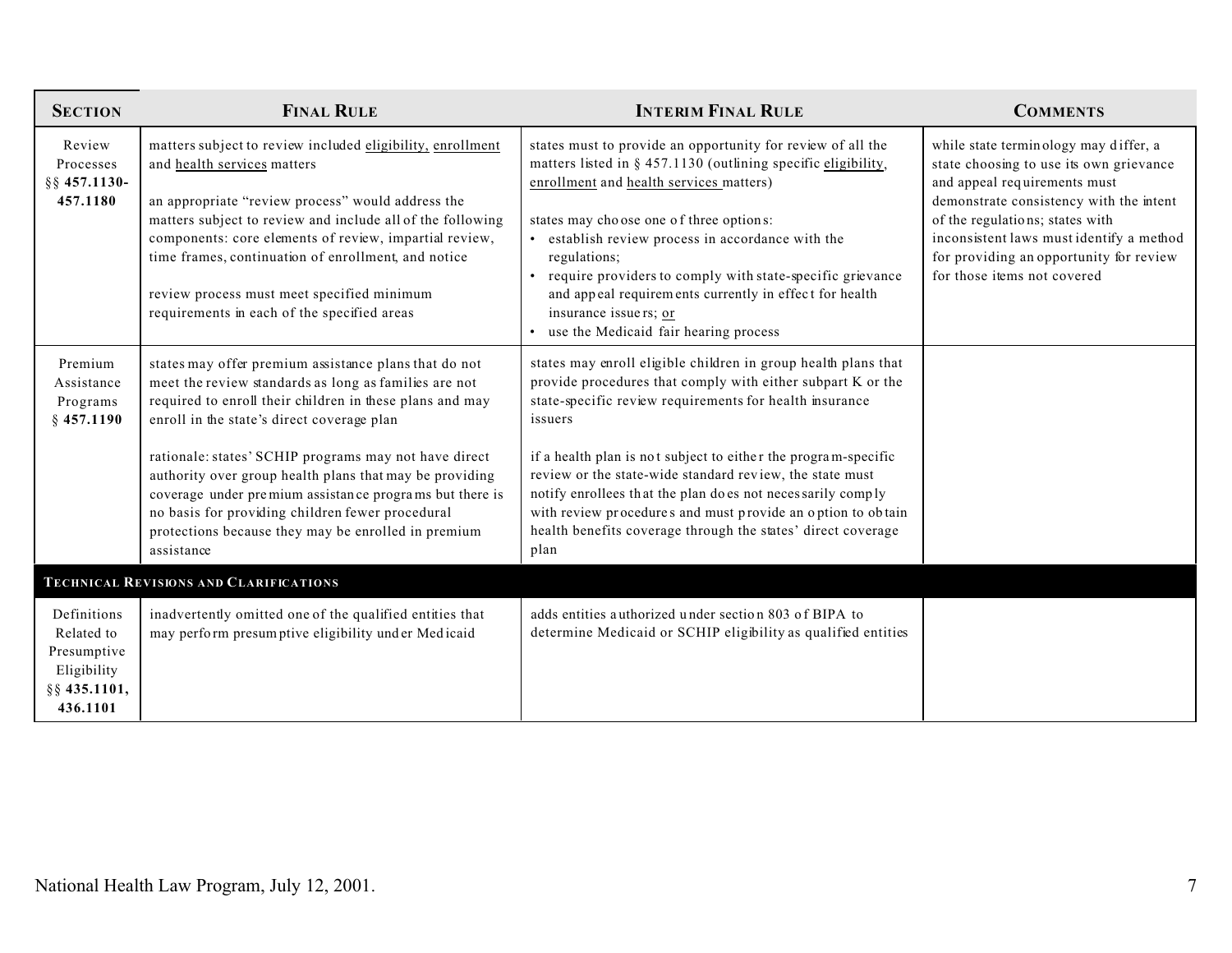| **Section** | **Final Rule** | **Interim Final Rule** | **Comments** |
|---|---|---|---|
| Review Processes §§ **457.1130-457.1180** | matters subject to review included eligibility, enrollment and health services matters<br><br>an appropriate "review process" would address the matters subject to review and include all of the following components: core elements of review, impartial review, time frames, continuation of enrollment, and notice<br><br>review process must meet specified minimum requirements in each of the specified areas | states must to provide an opportunity for review of all the matters listed in § 457.1130 (outlining specific eligibility, enrollment and health services matters)<br><br>states may choose one of three options:<br>• establish review process in accordance with the regulations;<br>• require providers to comply with state-specific grievance and appeal requirements currently in effect for health insurance issuers; or<br>• use the Medicaid fair hearing process | while state terminology may differ, a state choosing to use its own grievance and appeal requirements must demonstrate consistency with the intent of the regulations; states with inconsistent laws must identify a method for providing an opportunity for review for those items not covered |
| Premium Assistance Programs § **457.1190** | states may offer premium assistance plans that do not meet the review standards as long as families are not required to enroll their children in these plans and may enroll in the state's direct coverage plan<br><br>rationale: states' SCHIP programs may not have direct authority over group health plans that may be providing coverage under premium assistance programs but there is no basis for providing children fewer procedural protections because they may be enrolled in premium assistance | states may enroll eligible children in group health plans that provide procedures that comply with either subpart K or the state-specific review requirements for health insurance issuers<br><br>if a health plan is not subject to either the program-specific review or the state-wide standard review, the state must notify enrollees that the plan does not necessarily comply with review procedures and must provide an option to obtain health benefits coverage through the states' direct coverage plan | |
| **Technical Revisions and Clarifications** | | | |
| Definitions Related to Presumptive Eligibility §§ **435.1101, 436.1101** | inadvertently omitted one of the qualified entities that may perform presumptive eligibility under Medicaid | adds entities authorized under section 803 of BIPA to determine Medicaid or SCHIP eligibility as qualified entities | |

National Health Law Program, July 12, 2001.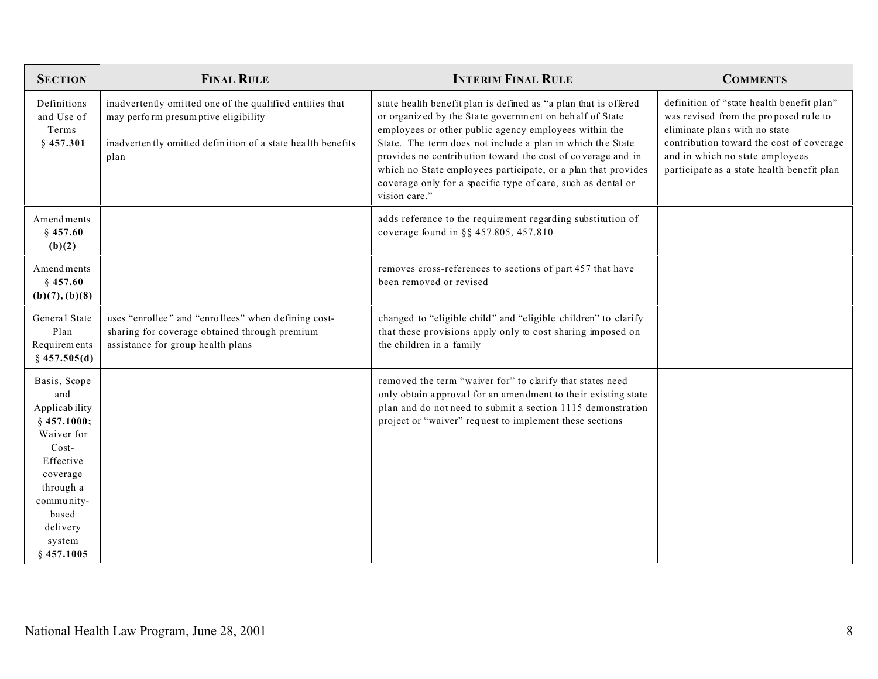| SECTION | FINAL RULE | INTERIM FINAL RULE | COMMENTS |
|---|---|---|---|
| Definitions and Use of Terms **§ 457.301** | inadvertently omitted one of the qualified entities that may perform presumptive eligibility<br><br>inadvertently omitted definition of a state health benefits plan | state health benefit plan is defined as "a plan that is offered or organized by the State government on behalf of State employees or other public agency employees within the State. The term does not include a plan in which the State provides no contribution toward the cost of coverage and in which no State employees participate, or a plan that provides coverage only for a specific type of care, such as dental or vision care." | definition of "state health benefit plan" was revised from the proposed rule to eliminate plans with no state contribution toward the cost of coverage and in which no state employees participate as a state health benefit plan |
| Amendments **§ 457.60 (b)(2)** | | adds reference to the requirement regarding substitution of coverage found in §§ 457.805, 457.810 | |
| Amendments **§ 457.60 (b)(7), (b)(8)** | | removes cross-references to sections of part 457 that have been removed or revised | |
| General State Plan Requirements **§ 457.505(d)** | uses "enrollee" and "enrollees" when defining cost-sharing for coverage obtained through premium assistance for group health plans | changed to "eligible child" and "eligible children" to clarify that these provisions apply only to cost sharing imposed on the children in a family | |
| Basis, Scope and Applicability **§ 457.1000;** Waiver for Cost-Effective coverage through a community-based delivery system **§ 457.1005** | | removed the term "waiver for" to clarify that states need only obtain approval for an amendment to their existing state plan and do not need to submit a section 1115 demonstration project or "waiver" request to implement these sections | |

National Health Law Program, June 28, 2001